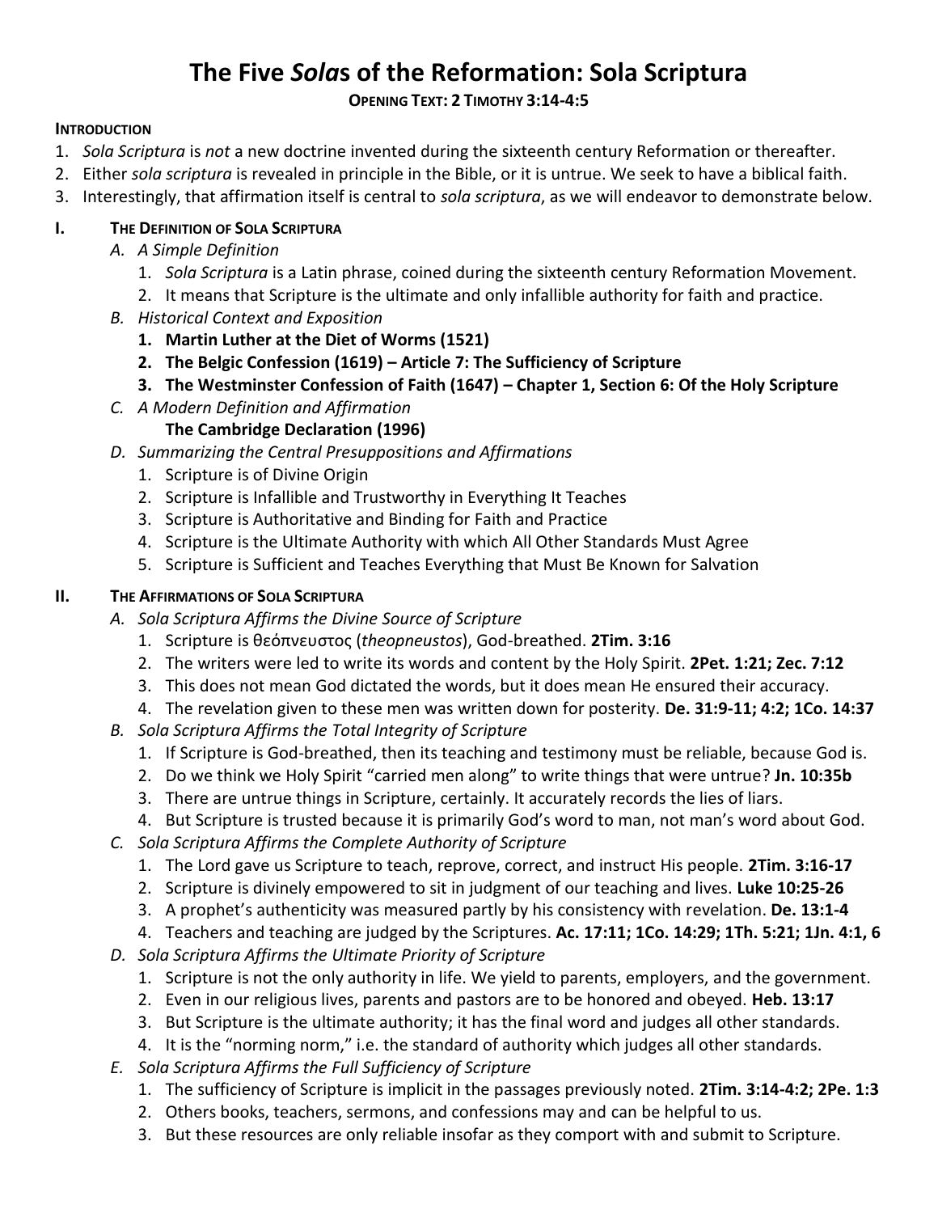# The Five *Sola*s of the Reformation: Sola Scriptura

**OPENING TEXT: 2 TIMOTHY 3:14-4:5**

**INTRODUCTION**

1. *Sola Scriptura* is *not* a new doctrine invented during the sixteenth century Reformation or thereafter.
2. Either *sola scriptura* is revealed in principle in the Bible, or it is untrue. We seek to have a biblical faith.
3. Interestingly, that affirmation itself is central to *sola scriptura*, as we will endeavor to demonstrate below.

## I. THE DEFINITION OF SOLA SCRIPTURA

*A. A Simple Definition*

1. *Sola Scriptura* is a Latin phrase, coined during the sixteenth century Reformation Movement.
2. It means that Scripture is the ultimate and only infallible authority for faith and practice.

*B. Historical Context and Exposition*

1. **Martin Luther at the Diet of Worms (1521)**
2. **The Belgic Confession (1619) – Article 7: The Sufficiency of Scripture**
3. **The Westminster Confession of Faith (1647) – Chapter 1, Section 6: Of the Holy Scripture**

*C. A Modern Definition and Affirmation*

**The Cambridge Declaration (1996)**

*D. Summarizing the Central Presuppositions and Affirmations*

1. Scripture is of Divine Origin
2. Scripture is Infallible and Trustworthy in Everything It Teaches
3. Scripture is Authoritative and Binding for Faith and Practice
4. Scripture is the Ultimate Authority with which All Other Standards Must Agree
5. Scripture is Sufficient and Teaches Everything that Must Be Known for Salvation

## II. THE AFFIRMATIONS OF SOLA SCRIPTURA

*A. Sola Scriptura Affirms the Divine Source of Scripture*

1. Scripture is θεόπνευστος (*theopneustos*), God-breathed. **2Tim. 3:16**
2. The writers were led to write its words and content by the Holy Spirit. **2Pet. 1:21; Zec. 7:12**
3. This does not mean God dictated the words, but it does mean He ensured their accuracy.
4. The revelation given to these men was written down for posterity. **De. 31:9-11; 4:2; 1Co. 14:37**

*B. Sola Scriptura Affirms the Total Integrity of Scripture*

1. If Scripture is God-breathed, then its teaching and testimony must be reliable, because God is.
2. Do we think we Holy Spirit "carried men along" to write things that were untrue? **Jn. 10:35b**
3. There are untrue things in Scripture, certainly. It accurately records the lies of liars.
4. But Scripture is trusted because it is primarily God's word to man, not man's word about God.

*C. Sola Scriptura Affirms the Complete Authority of Scripture*

1. The Lord gave us Scripture to teach, reprove, correct, and instruct His people. **2Tim. 3:16-17**
2. Scripture is divinely empowered to sit in judgment of our teaching and lives. **Luke 10:25-26**
3. A prophet's authenticity was measured partly by his consistency with revelation. **De. 13:1-4**
4. Teachers and teaching are judged by the Scriptures. **Ac. 17:11; 1Co. 14:29; 1Th. 5:21; 1Jn. 4:1, 6**

*D. Sola Scriptura Affirms the Ultimate Priority of Scripture*

1. Scripture is not the only authority in life. We yield to parents, employers, and the government.
2. Even in our religious lives, parents and pastors are to be honored and obeyed. **Heb. 13:17**
3. But Scripture is the ultimate authority; it has the final word and judges all other standards.
4. It is the "norming norm," i.e. the standard of authority which judges all other standards.

*E. Sola Scriptura Affirms the Full Sufficiency of Scripture*

1. The sufficiency of Scripture is implicit in the passages previously noted. **2Tim. 3:14-4:2; 2Pe. 1:3**
2. Others books, teachers, sermons, and confessions may and can be helpful to us.
3. But these resources are only reliable insofar as they comport with and submit to Scripture.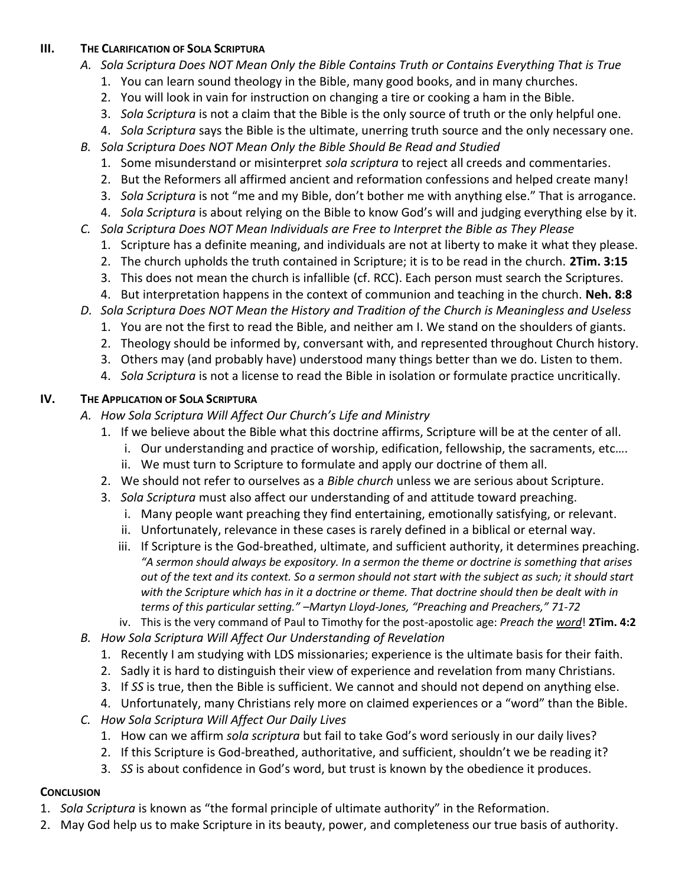## III. THE CLARIFICATION OF SOLA SCRIPTURA

*A. Sola Scriptura Does NOT Mean Only the Bible Contains Truth or Contains Everything That is True*

1. You can learn sound theology in the Bible, many good books, and in many churches.
2. You will look in vain for instruction on changing a tire or cooking a ham in the Bible.
3. *Sola Scriptura* is not a claim that the Bible is the only source of truth or the only helpful one.
4. *Sola Scriptura* says the Bible is the ultimate, unerring truth source and the only necessary one.

*B. Sola Scriptura Does NOT Mean Only the Bible Should Be Read and Studied*

1. Some misunderstand or misinterpret *sola scriptura* to reject all creeds and commentaries.
2. But the Reformers all affirmed ancient and reformation confessions and helped create many!
3. *Sola Scriptura* is not "me and my Bible, don't bother me with anything else." That is arrogance.
4. *Sola Scriptura* is about relying on the Bible to know God's will and judging everything else by it.

*C. Sola Scriptura Does NOT Mean Individuals are Free to Interpret the Bible as They Please*

1. Scripture has a definite meaning, and individuals are not at liberty to make it what they please.
2. The church upholds the truth contained in Scripture; it is to be read in the church. **2Tim. 3:15**
3. This does not mean the church is infallible (cf. RCC). Each person must search the Scriptures.
4. But interpretation happens in the context of communion and teaching in the church. **Neh. 8:8**

*D. Sola Scriptura Does NOT Mean the History and Tradition of the Church is Meaningless and Useless*

1. You are not the first to read the Bible, and neither am I. We stand on the shoulders of giants.
2. Theology should be informed by, conversant with, and represented throughout Church history.
3. Others may (and probably have) understood many things better than we do. Listen to them.
4. *Sola Scriptura* is not a license to read the Bible in isolation or formulate practice uncritically.

## IV. THE APPLICATION OF SOLA SCRIPTURA

*A. How Sola Scriptura Will Affect Our Church's Life and Ministry*

1. If we believe about the Bible what this doctrine affirms, Scripture will be at the center of all.
   - i. Our understanding and practice of worship, edification, fellowship, the sacraments, etc….
   - ii. We must turn to Scripture to formulate and apply our doctrine of them all.
2. We should not refer to ourselves as a *Bible church* unless we are serious about Scripture.
3. *Sola Scriptura* must also affect our understanding of and attitude toward preaching.
   - i. Many people want preaching they find entertaining, emotionally satisfying, or relevant.
   - ii. Unfortunately, relevance in these cases is rarely defined in a biblical or eternal way.
   - iii. If Scripture is the God-breathed, ultimate, and sufficient authority, it determines preaching.
     *"A sermon should always be expository. In a sermon the theme or doctrine is something that arises out of the text and its context. So a sermon should not start with the subject as such; it should start with the Scripture which has in it a doctrine or theme. That doctrine should then be dealt with in terms of this particular setting." –Martyn Lloyd-Jones, "Preaching and Preachers," 71-72*
   - iv. This is the very command of Paul to Timothy for the post-apostolic age: *Preach the word*! **2Tim. 4:2**

*B. How Sola Scriptura Will Affect Our Understanding of Revelation*

1. Recently I am studying with LDS missionaries; experience is the ultimate basis for their faith.
2. Sadly it is hard to distinguish their view of experience and revelation from many Christians.
3. If *SS* is true, then the Bible is sufficient. We cannot and should not depend on anything else.
4. Unfortunately, many Christians rely more on claimed experiences or a "word" than the Bible.

*C. How Sola Scriptura Will Affect Our Daily Lives*

1. How can we affirm *sola scriptura* but fail to take God's word seriously in our daily lives?
2. If this Scripture is God-breathed, authoritative, and sufficient, shouldn't we be reading it?
3. *SS* is about confidence in God's word, but trust is known by the obedience it produces.

## CONCLUSION

1. *Sola Scriptura* is known as "the formal principle of ultimate authority" in the Reformation.
2. May God help us to make Scripture in its beauty, power, and completeness our true basis of authority.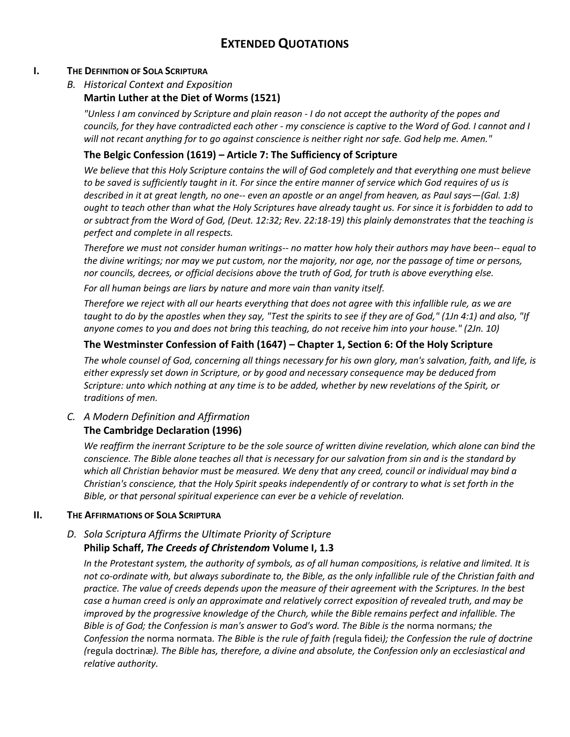# EXTENDED QUOTATIONS

## I. THE DEFINITION OF SOLA SCRIPTURA

### *B. Historical Context and Exposition*

**Martin Luther at the Diet of Worms (1521)**

*"Unless I am convinced by Scripture and plain reason - I do not accept the authority of the popes and councils, for they have contradicted each other - my conscience is captive to the Word of God. I cannot and I will not recant anything for to go against conscience is neither right nor safe. God help me. Amen."*

**The Belgic Confession (1619) – Article 7: The Sufficiency of Scripture**

*We believe that this Holy Scripture contains the will of God completely and that everything one must believe to be saved is sufficiently taught in it. For since the entire manner of service which God requires of us is described in it at great length, no one-- even an apostle or an angel from heaven, as Paul says—(Gal. 1:8) ought to teach other than what the Holy Scriptures have already taught us. For since it is forbidden to add to or subtract from the Word of God, (Deut. 12:32; Rev. 22:18-19) this plainly demonstrates that the teaching is perfect and complete in all respects.*

*Therefore we must not consider human writings-- no matter how holy their authors may have been-- equal to the divine writings; nor may we put custom, nor the majority, nor age, nor the passage of time or persons, nor councils, decrees, or official decisions above the truth of God, for truth is above everything else.*

*For all human beings are liars by nature and more vain than vanity itself.*

*Therefore we reject with all our hearts everything that does not agree with this infallible rule, as we are taught to do by the apostles when they say, "Test the spirits to see if they are of God," (1Jn 4:1) and also, "If anyone comes to you and does not bring this teaching, do not receive him into your house." (2Jn. 10)*

**The Westminster Confession of Faith (1647) – Chapter 1, Section 6: Of the Holy Scripture**

*The whole counsel of God, concerning all things necessary for his own glory, man's salvation, faith, and life, is either expressly set down in Scripture, or by good and necessary consequence may be deduced from Scripture: unto which nothing at any time is to be added, whether by new revelations of the Spirit, or traditions of men.*

### *C. A Modern Definition and Affirmation*

**The Cambridge Declaration (1996)**

*We reaffirm the inerrant Scripture to be the sole source of written divine revelation, which alone can bind the conscience. The Bible alone teaches all that is necessary for our salvation from sin and is the standard by which all Christian behavior must be measured. We deny that any creed, council or individual may bind a Christian's conscience, that the Holy Spirit speaks independently of or contrary to what is set forth in the Bible, or that personal spiritual experience can ever be a vehicle of revelation.*

## II. THE AFFIRMATIONS OF SOLA SCRIPTURA

### *D. Sola Scriptura Affirms the Ultimate Priority of Scripture*

**Philip Schaff, *The Creeds of Christendom* Volume I, 1.3**

*In the Protestant system, the authority of symbols, as of all human compositions, is relative and limited. It is not co-ordinate with, but always subordinate to, the Bible, as the only infallible rule of the Christian faith and practice. The value of creeds depends upon the measure of their agreement with the Scriptures. In the best case a human creed is only an approximate and relatively correct exposition of revealed truth, and may be improved by the progressive knowledge of the Church, while the Bible remains perfect and infallible. The Bible is of God; the Confession is man's answer to God's word. The Bible is the* norma normans*; the Confession the* norma normata*. The Bible is the rule of faith (*regula fidei*); the Confession the rule of doctrine (*regula doctrinæ*). The Bible has, therefore, a divine and absolute, the Confession only an ecclesiastical and relative authority.*